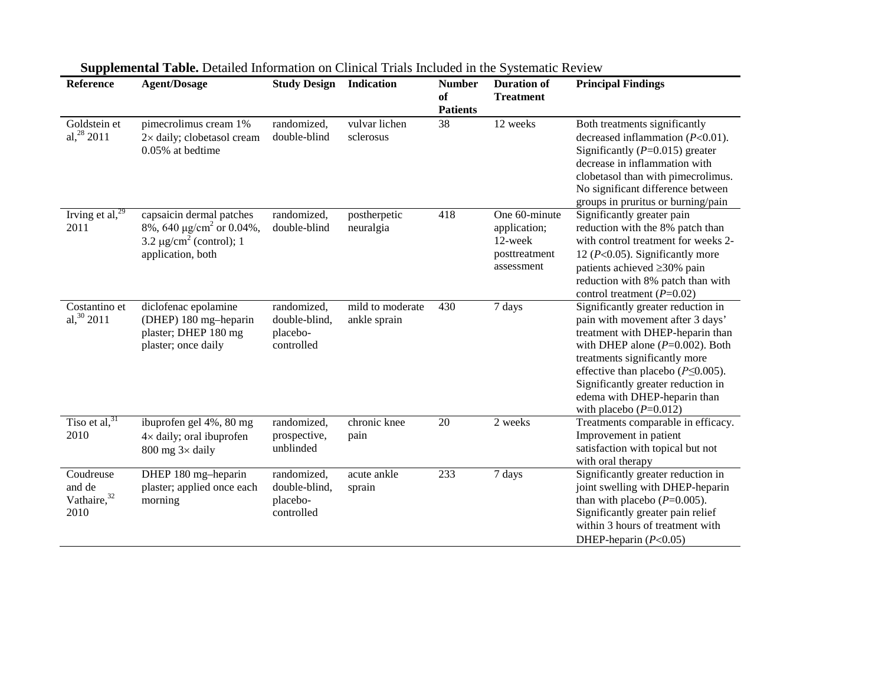**Supplemental Table.** Detailed Information on Clinical Trials Included in the Systematic Review

| Reference | Agent/Dosage | Study Design | Indication | Number of Patients | Duration of Treatment | Principal Findings |
|---|---|---|---|---|---|---|
| Goldstein et al,[28] 2011 | pimecrolimus cream 1% 2× daily; clobetasol cream 0.05% at bedtime | randomized, double-blind | vulvar lichen sclerosus | 38 | 12 weeks | Both treatments significantly decreased inflammation (*P*<0.01). Significantly (*P*=0.015) greater decrease in inflammation with clobetasol than with pimecrolimus. No significant difference between groups in pruritus or burning/pain |
| Irving et al,[29] 2011 | capsaicin dermal patches 8%, 640 μg/cm$^2$ or 0.04%, 3.2 μg/cm$^2$ (control); 1 application, both | randomized, double-blind | postherpetic neuralgia | 418 | One 60-minute application; 12-week posttreatment assessment | Significantly greater pain reduction with the 8% patch than with control treatment for weeks 2-12 (*P*<0.05). Significantly more patients achieved ≥30% pain reduction with 8% patch than with control treatment (*P*=0.02) |
| Costantino et al,[30] 2011 | diclofenac epolamine (DHEP) 180 mg–heparin plaster; DHEP 180 mg plaster; once daily | randomized, double-blind, placebo-controlled | mild to moderate ankle sprain | 430 | 7 days | Significantly greater reduction in pain with movement after 3 days' treatment with DHEP-heparin than with DHEP alone (*P*=0.002). Both treatments significantly more effective than placebo (*P*≤0.005). Significantly greater reduction in edema with DHEP-heparin than with placebo (*P*=0.012) |
| Tiso et al,[31] 2010 | ibuprofen gel 4%, 80 mg 4× daily; oral ibuprofen 800 mg 3× daily | randomized, prospective, unblinded | chronic knee pain | 20 | 2 weeks | Treatments comparable in efficacy. Improvement in patient satisfaction with topical but not with oral therapy |
| Coudreuse and de Vathaire,[32] 2010 | DHEP 180 mg–heparin plaster; applied once each morning | randomized, double-blind, placebo-controlled | acute ankle sprain | 233 | 7 days | Significantly greater reduction in joint swelling with DHEP-heparin than with placebo (*P*=0.005). Significantly greater pain relief within 3 hours of treatment with DHEP-heparin (*P*<0.05) |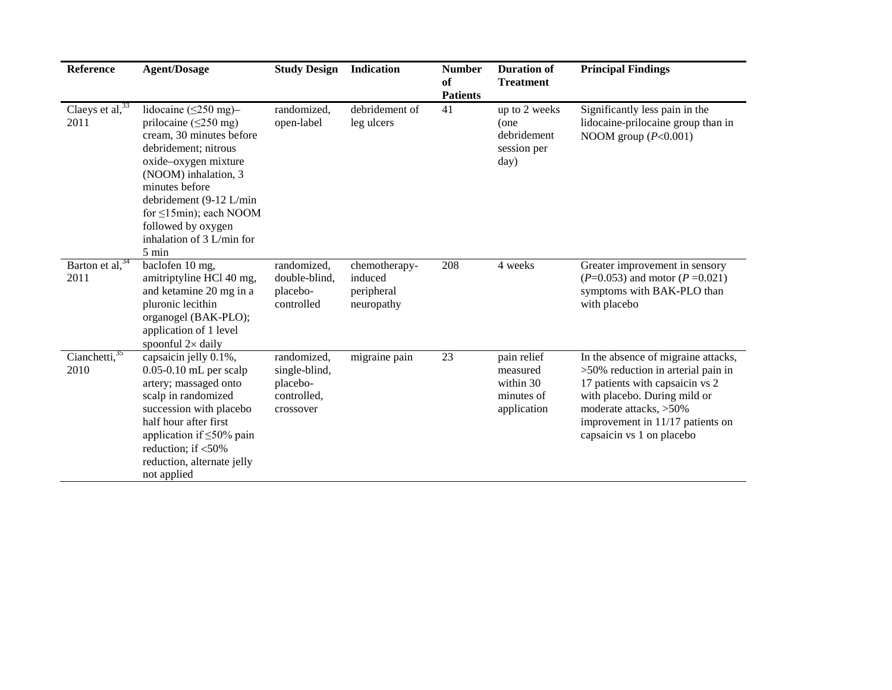| Reference | Agent/Dosage | Study Design | Indication | Number of Patients | Duration of Treatment | Principal Findings |
|---|---|---|---|---|---|---|
| Claeys et al,[33] 2011 | lidocaine (≤250 mg)–prilocaine (≤250 mg) cream, 30 minutes before debridement; nitrous oxide–oxygen mixture (NOOM) inhalation, 3 minutes before debridement (9-12 L/min for ≤15min); each NOOM followed by oxygen inhalation of 3 L/min for 5 min | randomized, open-label | debridement of leg ulcers | 41 | up to 2 weeks (one debridement session per day) | Significantly less pain in the lidocaine-prilocaine group than in NOOM group (*P*<0.001) |
| Barton et al,[34] 2011 | baclofen 10 mg, amitriptyline HCl 40 mg, and ketamine 20 mg in a pluronic lecithin organogel (BAK-PLO); application of 1 level spoonful 2× daily | randomized, double-blind, placebo-controlled | chemotherapy-induced peripheral neuropathy | 208 | 4 weeks | Greater improvement in sensory (*P*=0.053) and motor (*P* =0.021) symptoms with BAK-PLO than with placebo |
| Cianchetti,[35] 2010 | capsaicin jelly 0.1%, 0.05-0.10 mL per scalp artery; massaged onto scalp in randomized succession with placebo half hour after first application if ≤50% pain reduction; if <50% reduction, alternate jelly not applied | randomized, single-blind, placebo-controlled, crossover | migraine pain | 23 | pain relief measured within 30 minutes of application | In the absence of migraine attacks, >50% reduction in arterial pain in 17 patients with capsaicin vs 2 with placebo. During mild or moderate attacks, >50% improvement in 11/17 patients on capsaicin vs 1 on placebo |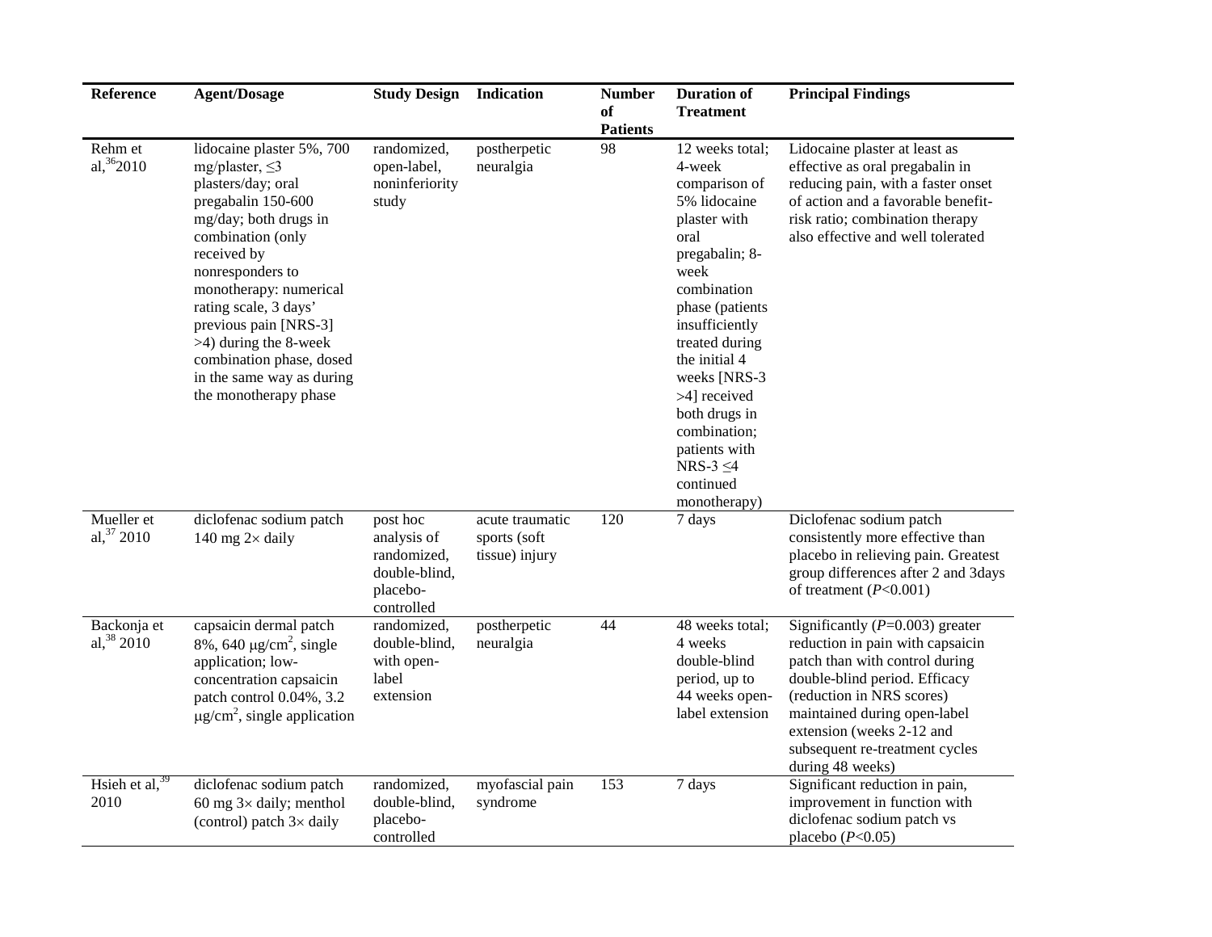| Reference | Agent/Dosage | Study Design | Indication | Number of Patients | Duration of Treatment | Principal Findings |
|---|---|---|---|---|---|---|
| Rehm et al,[36] 2010 | lidocaine plaster 5%, 700 mg/plaster, ≤3 plasters/day; oral pregabalin 150-600 mg/day; both drugs in combination (only received by nonresponders to monotherapy: numerical rating scale, 3 days' previous pain [NRS-3] >4) during the 8-week combination phase, dosed in the same way as during the monotherapy phase | randomized, open-label, noninferiority study | postherpetic neuralgia | 98 | 12 weeks total; 4-week comparison of 5% lidocaine plaster with oral pregabalin; 8-week combination phase (patients insufficiently treated during the initial 4 weeks [NRS-3 >4] received both drugs in combination; patients with NRS-3 ≤4 continued monotherapy) | Lidocaine plaster at least as effective as oral pregabalin in reducing pain, with a faster onset of action and a favorable benefit-risk ratio; combination therapy also effective and well tolerated |
| Mueller et al,[37] 2010 | diclofenac sodium patch 140 mg 2× daily | post hoc analysis of randomized, double-blind, placebo-controlled | acute traumatic sports (soft tissue) injury | 120 | 7 days | Diclofenac sodium patch consistently more effective than placebo in relieving pain. Greatest group differences after 2 and 3days of treatment (*P*<0.001) |
| Backonja et al,[38] 2010 | capsaicin dermal patch 8%, 640 μg/cm², single application; low-concentration capsaicin patch control 0.04%, 3.2 μg/cm², single application | randomized, double-blind, with open-label extension | postherpetic neuralgia | 44 | 48 weeks total; 4 weeks double-blind period, up to 44 weeks open-label extension | Significantly (*P*=0.003) greater reduction in pain with capsaicin patch than with control during double-blind period. Efficacy (reduction in NRS scores) maintained during open-label extension (weeks 2-12 and subsequent re-treatment cycles during 48 weeks) |
| Hsieh et al,[39] 2010 | diclofenac sodium patch 60 mg 3× daily; menthol (control) patch 3× daily | randomized, double-blind, placebo-controlled | myofascial pain syndrome | 153 | 7 days | Significant reduction in pain, improvement in function with diclofenac sodium patch vs placebo (*P*<0.05) |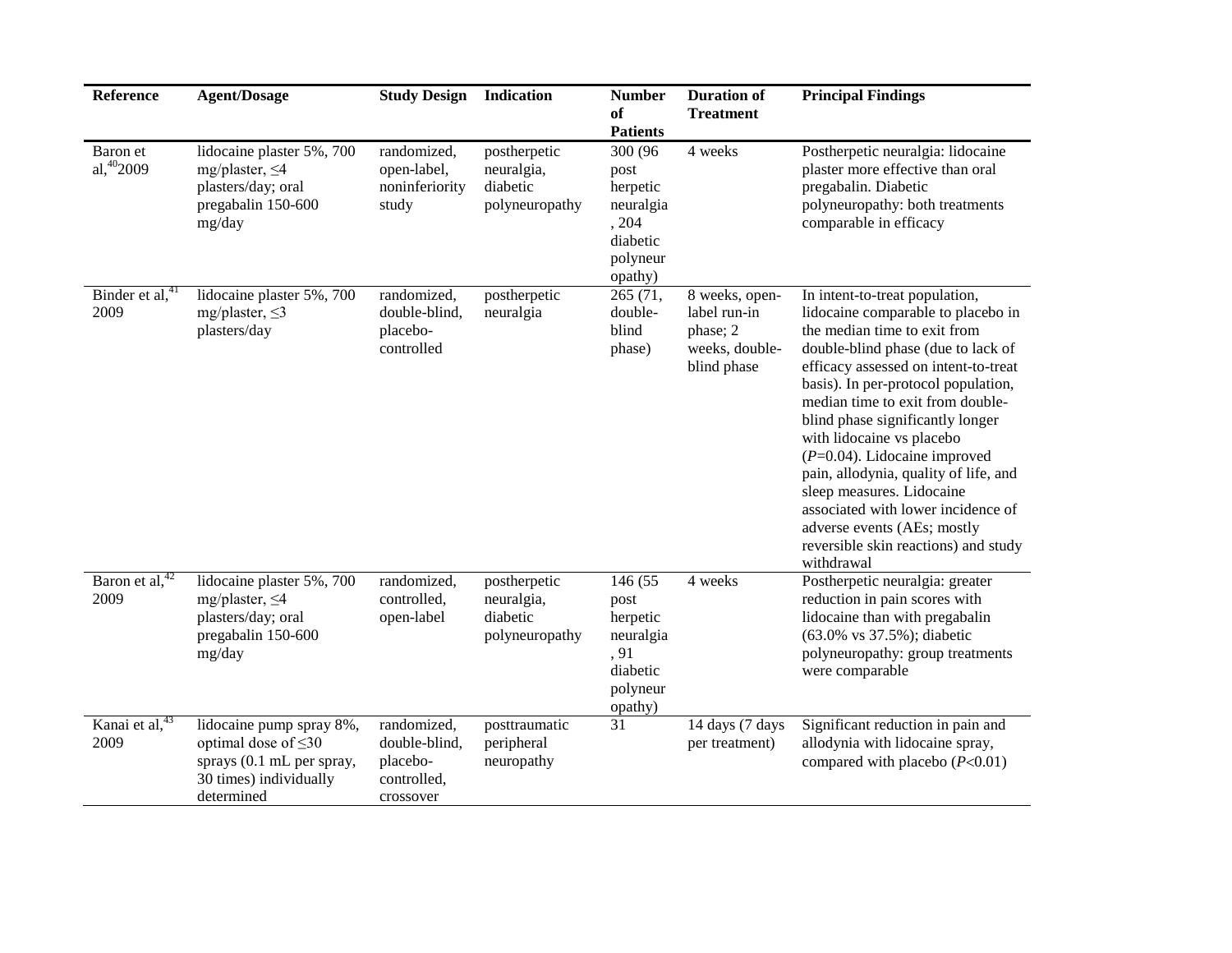| Reference | Agent/Dosage | Study Design | Indication | Number of Patients | Duration of Treatment | Principal Findings |
|---|---|---|---|---|---|---|
| Baron et al,[40] 2009 | lidocaine plaster 5%, 700 mg/plaster, ≤4 plasters/day; oral pregabalin 150-600 mg/day | randomized, open-label, noninferiority study | postherpetic neuralgia, diabetic polyneuropathy | 300 (96 post herpetic neuralgia, 204 diabetic polyneuropathy) | 4 weeks | Postherpetic neuralgia: lidocaine plaster more effective than oral pregabalin. Diabetic polyneuropathy: both treatments comparable in efficacy |
| Binder et al,[41] 2009 | lidocaine plaster 5%, 700 mg/plaster, ≤3 plasters/day | randomized, double-blind, placebo-controlled | postherpetic neuralgia | 265 (71, double-blind phase) | 8 weeks, open-label run-in phase; 2 weeks, double-blind phase | In intent-to-treat population, lidocaine comparable to placebo in the median time to exit from double-blind phase (due to lack of efficacy assessed on intent-to-treat basis). In per-protocol population, median time to exit from double-blind phase significantly longer with lidocaine vs placebo ($P$=0.04). Lidocaine improved pain, allodynia, quality of life, and sleep measures. Lidocaine associated with lower incidence of adverse events (AEs; mostly reversible skin reactions) and study withdrawal |
| Baron et al,[42] 2009 | lidocaine plaster 5%, 700 mg/plaster, ≤4 plasters/day; oral pregabalin 150-600 mg/day | randomized, controlled, open-label | postherpetic neuralgia, diabetic polyneuropathy | 146 (55 post herpetic neuralgia, 91 diabetic polyneuropathy) | 4 weeks | Postherpetic neuralgia: greater reduction in pain scores with lidocaine than with pregabalin (63.0% vs 37.5%); diabetic polyneuropathy: group treatments were comparable |
| Kanai et al,[43] 2009 | lidocaine pump spray 8%, optimal dose of ≤30 sprays (0.1 mL per spray, 30 times) individually determined | randomized, double-blind, placebo-controlled, crossover | posttraumatic peripheral neuropathy | 31 | 14 days (7 days per treatment) | Significant reduction in pain and allodynia with lidocaine spray, compared with placebo ($P$<0.01) |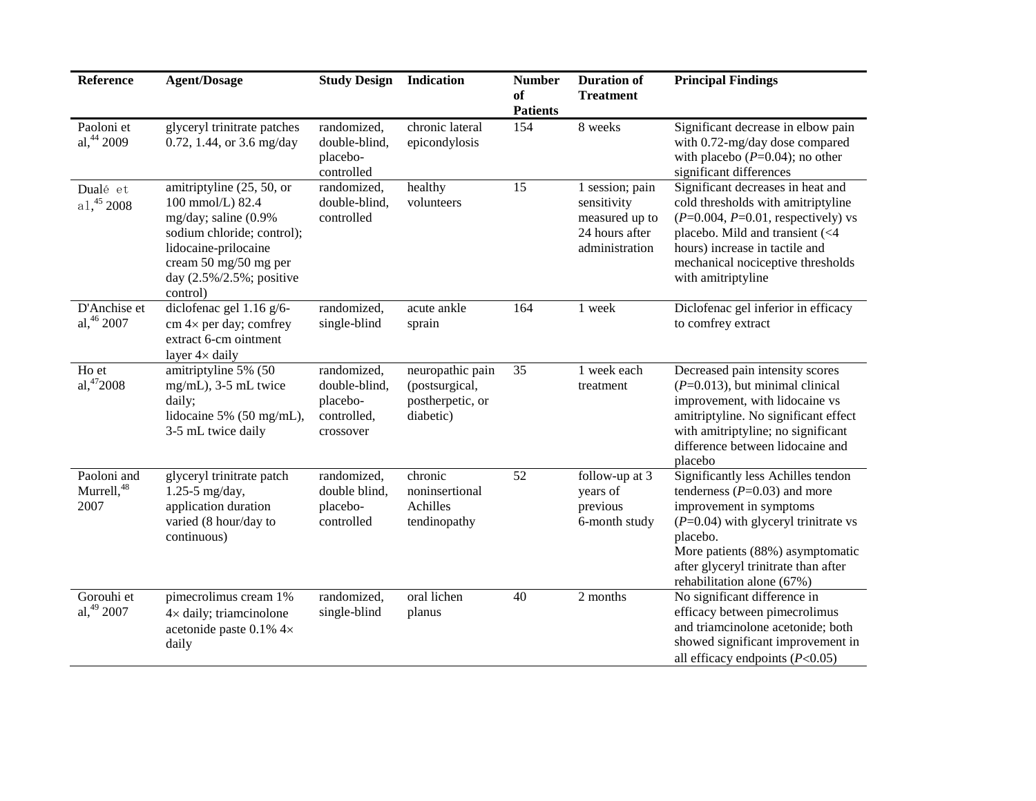| Reference | Agent/Dosage | Study Design | Indication | Number of Patients | Duration of Treatment | Principal Findings |
|---|---|---|---|---|---|---|
| Paoloni et al,[44] 2009 | glyceryl trinitrate patches 0.72, 1.44, or 3.6 mg/day | randomized, double-blind, placebo-controlled | chronic lateral epicondylosis | 154 | 8 weeks | Significant decrease in elbow pain with 0.72-mg/day dose compared with placebo (*P*=0.04); no other significant differences |
| Dualé et al,[45] 2008 | amitriptyline (25, 50, or 100 mmol/L) 82.4 mg/day; saline (0.9% sodium chloride; control); lidocaine-prilocaine cream 50 mg/50 mg per day (2.5%/2.5%; positive control) | randomized, double-blind, controlled | healthy volunteers | 15 | 1 session; pain sensitivity measured up to 24 hours after administration | Significant decreases in heat and cold thresholds with amitriptyline (*P*=0.004, *P*=0.01, respectively) vs placebo. Mild and transient (<4 hours) increase in tactile and mechanical nociceptive thresholds with amitriptyline |
| D'Anchise et al,[46] 2007 | diclofenac gel 1.16 g/6-cm 4× per day; comfrey extract 6-cm ointment layer 4× daily | randomized, single-blind | acute ankle sprain | 164 | 1 week | Diclofenac gel inferior in efficacy to comfrey extract |
| Ho et al,[47] 2008 | amitriptyline 5% (50 mg/mL), 3-5 mL twice daily; lidocaine 5% (50 mg/mL), 3-5 mL twice daily | randomized, double-blind, placebo-controlled, crossover | neuropathic pain (postsurgical, postherpetic, or diabetic) | 35 | 1 week each treatment | Decreased pain intensity scores (*P*=0.013), but minimal clinical improvement, with lidocaine vs amitriptyline. No significant effect with amitriptyline; no significant difference between lidocaine and placebo |
| Paoloni and Murrell,[48] 2007 | glyceryl trinitrate patch 1.25-5 mg/day, application duration varied (8 hour/day to continuous) | randomized, double blind, placebo-controlled | chronic noninsertional Achilles tendinopathy | 52 | follow-up at 3 years of previous 6-month study | Significantly less Achilles tendon tenderness (*P*=0.03) and more improvement in symptoms (*P*=0.04) with glyceryl trinitrate vs placebo. More patients (88%) asymptomatic after glyceryl trinitrate than after rehabilitation alone (67%) |
| Gorouhi et al,[49] 2007 | pimecrolimus cream 1% 4× daily; triamcinolone acetonide paste 0.1% 4× daily | randomized, single-blind | oral lichen planus | 40 | 2 months | No significant difference in efficacy between pimecrolimus and triamcinolone acetonide; both showed significant improvement in all efficacy endpoints (*P*<0.05) |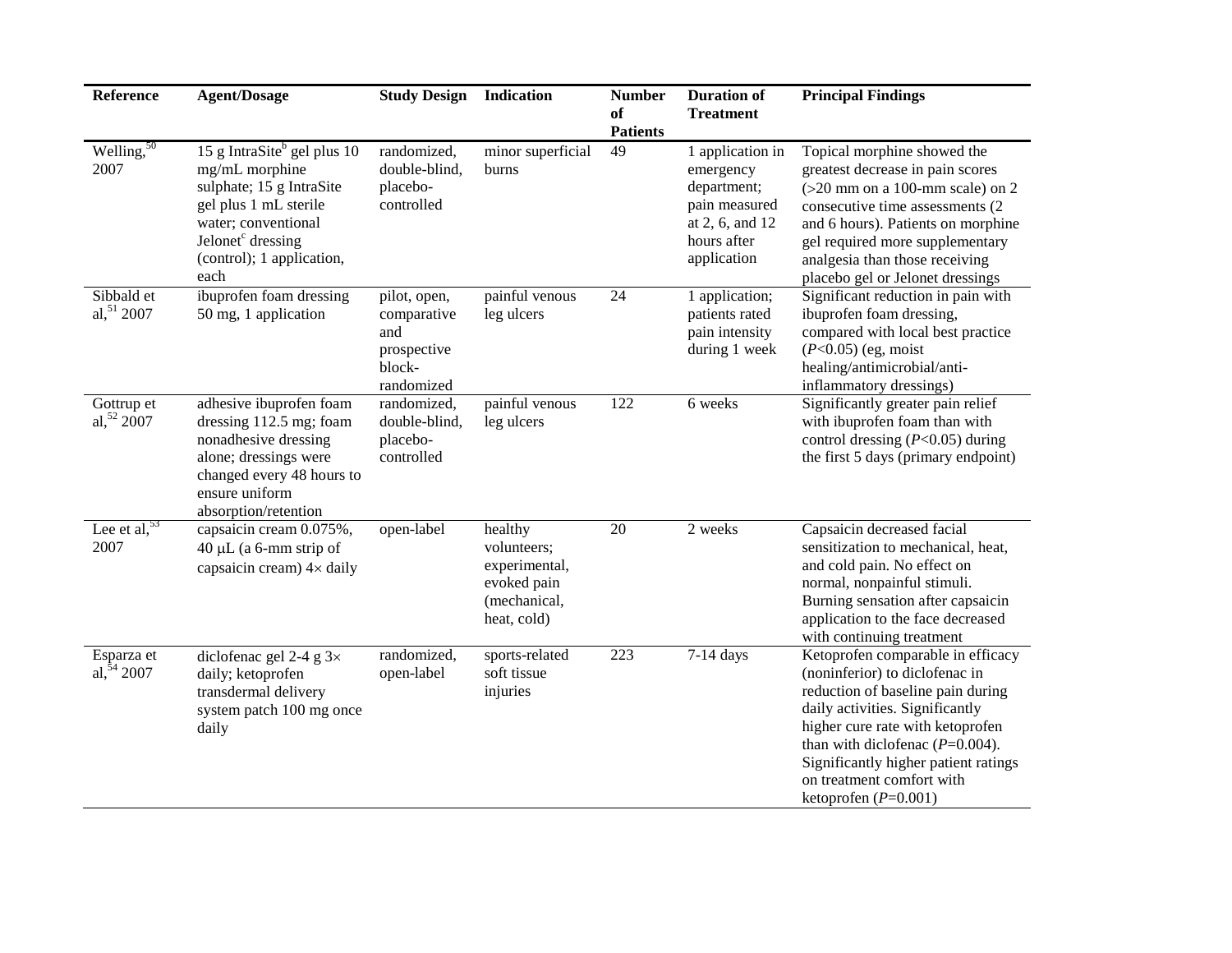| Reference | Agent/Dosage | Study Design | Indication | Number of Patients | Duration of Treatment | Principal Findings |
|---|---|---|---|---|---|---|
| Welling,[50] 2007 | 15 g IntraSite[b] gel plus 10 mg/mL morphine sulphate; 15 g IntraSite gel plus 1 mL sterile water; conventional Jelonet[c] dressing (control); 1 application, each | randomized, double-blind, placebo-controlled | minor superficial burns | 49 | 1 application in emergency department; pain measured at 2, 6, and 12 hours after application | Topical morphine showed the greatest decrease in pain scores (>20 mm on a 100-mm scale) on 2 consecutive time assessments (2 and 6 hours). Patients on morphine gel required more supplementary analgesia than those receiving placebo gel or Jelonet dressings |
| Sibbald et al,[51] 2007 | ibuprofen foam dressing 50 mg, 1 application | pilot, open, comparative and prospective block-randomized | painful venous leg ulcers | 24 | 1 application; patients rated pain intensity during 1 week | Significant reduction in pain with ibuprofen foam dressing, compared with local best practice ($P$<0.05) (eg, moist healing/antimicrobial/anti-inflammatory dressings) |
| Gottrup et al,[52] 2007 | adhesive ibuprofen foam dressing 112.5 mg; foam nonadhesive dressing alone; dressings were changed every 48 hours to ensure uniform absorption/retention | randomized, double-blind, placebo-controlled | painful venous leg ulcers | 122 | 6 weeks | Significantly greater pain relief with ibuprofen foam than with control dressing ($P$<0.05) during the first 5 days (primary endpoint) |
| Lee et al,[53] 2007 | capsaicin cream 0.075%, 40 μL (a 6-mm strip of capsaicin cream) 4× daily | open-label | healthy volunteers; experimental, evoked pain (mechanical, heat, cold) | 20 | 2 weeks | Capsaicin decreased facial sensitization to mechanical, heat, and cold pain. No effect on normal, nonpainful stimuli. Burning sensation after capsaicin application to the face decreased with continuing treatment |
| Esparza et al,[54] 2007 | diclofenac gel 2-4 g 3× daily; ketoprofen transdermal delivery system patch 100 mg once daily | randomized, open-label | sports-related soft tissue injuries | 223 | 7-14 days | Ketoprofen comparable in efficacy (noninferior) to diclofenac in reduction of baseline pain during daily activities. Significantly higher cure rate with ketoprofen than with diclofenac ($P$=0.004). Significantly higher patient ratings on treatment comfort with ketoprofen ($P$=0.001) |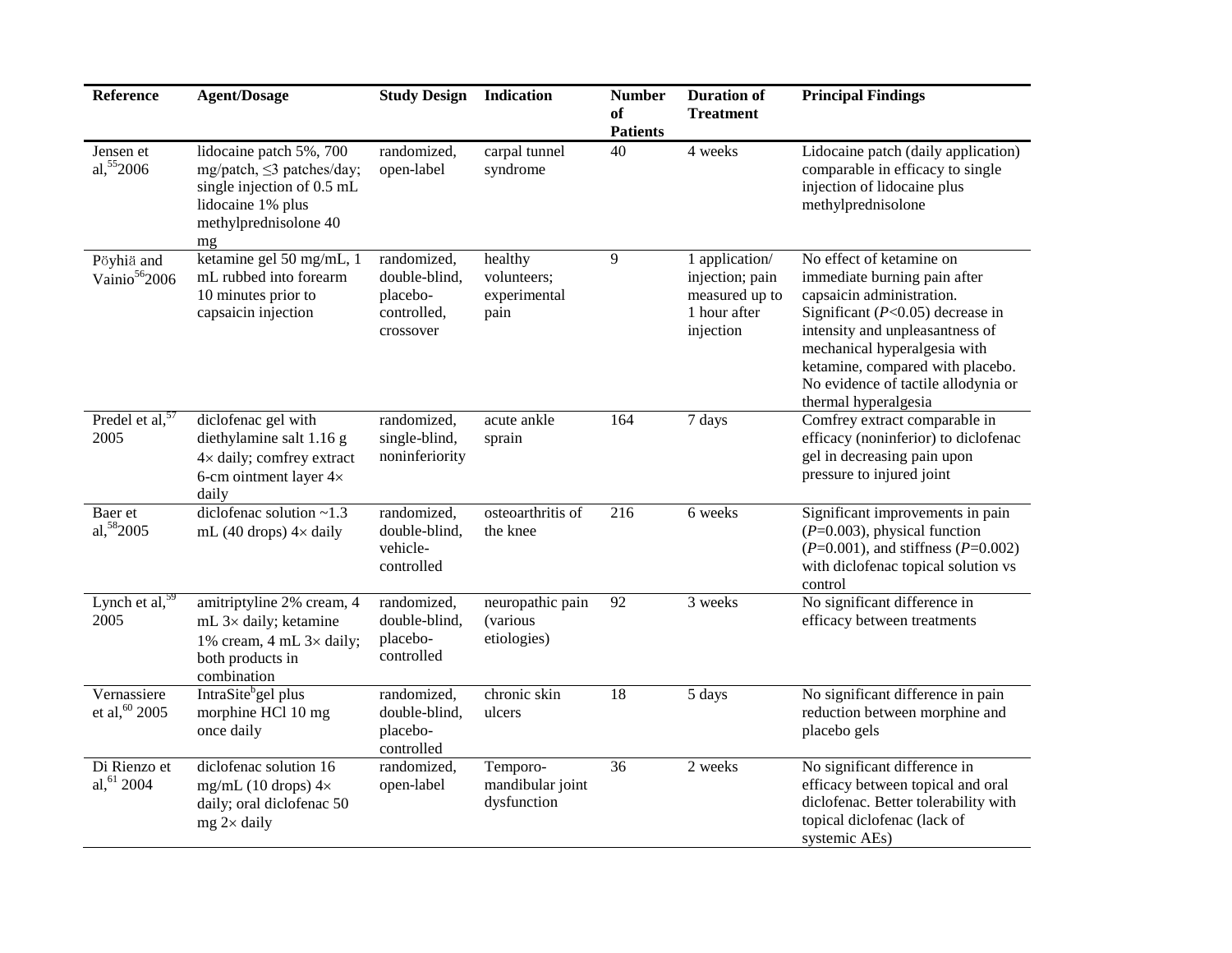| Reference | Agent/Dosage | Study Design | Indication | Number of Patients | Duration of Treatment | Principal Findings |
|---|---|---|---|---|---|---|
| Jensen et al,[55] 2006 | lidocaine patch 5%, 700 mg/patch, ≤3 patches/day; single injection of 0.5 mL lidocaine 1% plus methylprednisolone 40 mg | randomized, open-label | carpal tunnel syndrome | 40 | 4 weeks | Lidocaine patch (daily application) comparable in efficacy to single injection of lidocaine plus methylprednisolone |
| Pöyhiä and Vainio[56] 2006 | ketamine gel 50 mg/mL, 1 mL rubbed into forearm 10 minutes prior to capsaicin injection | randomized, double-blind, placebo-controlled, crossover | healthy volunteers; experimental pain | 9 | 1 application/ injection; pain measured up to 1 hour after injection | No effect of ketamine on immediate burning pain after capsaicin administration. Significant ($P$<0.05) decrease in intensity and unpleasantness of mechanical hyperalgesia with ketamine, compared with placebo. No evidence of tactile allodynia or thermal hyperalgesia |
| Predel et al,[57] 2005 | diclofenac gel with diethylamine salt 1.16 g 4× daily; comfrey extract 6-cm ointment layer 4× daily | randomized, single-blind, noninferiority | acute ankle sprain | 164 | 7 days | Comfrey extract comparable in efficacy (noninferior) to diclofenac gel in decreasing pain upon pressure to injured joint |
| Baer et al,[58] 2005 | diclofenac solution ~1.3 mL (40 drops) 4× daily | randomized, double-blind, vehicle-controlled | osteoarthritis of the knee | 216 | 6 weeks | Significant improvements in pain ($P$=0.003), physical function ($P$=0.001), and stiffness ($P$=0.002) with diclofenac topical solution vs control |
| Lynch et al,[59] 2005 | amitriptyline 2% cream, 4 mL 3× daily; ketamine 1% cream, 4 mL 3× daily; both products in combination | randomized, double-blind, placebo-controlled | neuropathic pain (various etiologies) | 92 | 3 weeks | No significant difference in efficacy between treatments |
| Vernassiere et al,[60] 2005 | IntraSite[b] gel plus morphine HCl 10 mg once daily | randomized, double-blind, placebo-controlled | chronic skin ulcers | 18 | 5 days | No significant difference in pain reduction between morphine and placebo gels |
| Di Rienzo et al,[61] 2004 | diclofenac solution 16 mg/mL (10 drops) 4× daily; oral diclofenac 50 mg 2× daily | randomized, open-label | Temporo-mandibular joint dysfunction | 36 | 2 weeks | No significant difference in efficacy between topical and oral diclofenac. Better tolerability with topical diclofenac (lack of systemic AEs) |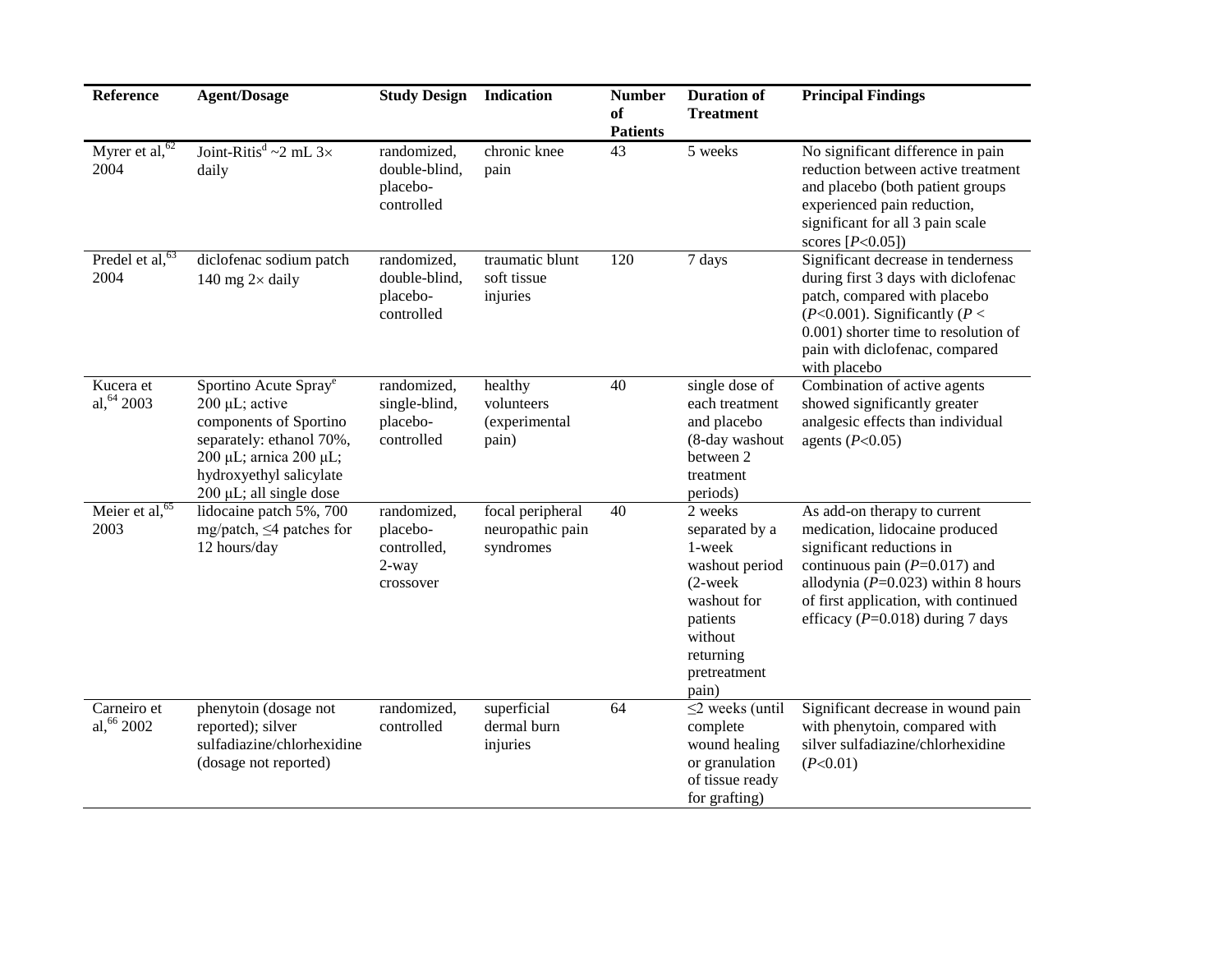| Reference | Agent/Dosage | Study Design | Indication | Number of Patients | Duration of Treatment | Principal Findings |
|---|---|---|---|---|---|---|
| Myrer et al,[62] 2004 | Joint-Ritis[d] ~2 mL 3× daily | randomized, double-blind, placebo-controlled | chronic knee pain | 43 | 5 weeks | No significant difference in pain reduction between active treatment and placebo (both patient groups experienced pain reduction, significant for all 3 pain scale scores [$P<0.05$]) |
| Predel et al,[63] 2004 | diclofenac sodium patch 140 mg 2× daily | randomized, double-blind, placebo-controlled | traumatic blunt soft tissue injuries | 120 | 7 days | Significant decrease in tenderness during first 3 days with diclofenac patch, compared with placebo ($P<0.001$). Significantly ($P < 0.001$) shorter time to resolution of pain with diclofenac, compared with placebo |
| Kucera et al,[64] 2003 | Sportino Acute Spray[e] 200 μL; active components of Sportino separately: ethanol 70%, 200 μL; arnica 200 μL; hydroxyethyl salicylate 200 μL; all single dose | randomized, single-blind, placebo-controlled | healthy volunteers (experimental pain) | 40 | single dose of each treatment and placebo (8-day washout between 2 treatment periods) | Combination of active agents showed significantly greater analgesic effects than individual agents ($P<0.05$) |
| Meier et al,[65] 2003 | lidocaine patch 5%, 700 mg/patch, ≤4 patches for 12 hours/day | randomized, placebo-controlled, 2-way crossover | focal peripheral neuropathic pain syndromes | 40 | 2 weeks separated by a 1-week washout period (2-week washout for patients without returning pretreatment pain) | As add-on therapy to current medication, lidocaine produced significant reductions in continuous pain ($P=0.017$) and allodynia ($P=0.023$) within 8 hours of first application, with continued efficacy ($P=0.018$) during 7 days |
| Carneiro et al,[66] 2002 | phenytoin (dosage not reported); silver sulfadiazine/chlorhexidine (dosage not reported) | randomized, controlled | superficial dermal burn injuries | 64 | ≤2 weeks (until complete wound healing or granulation of tissue ready for grafting) | Significant decrease in wound pain with phenytoin, compared with silver sulfadiazine/chlorhexidine ($P<0.01$) |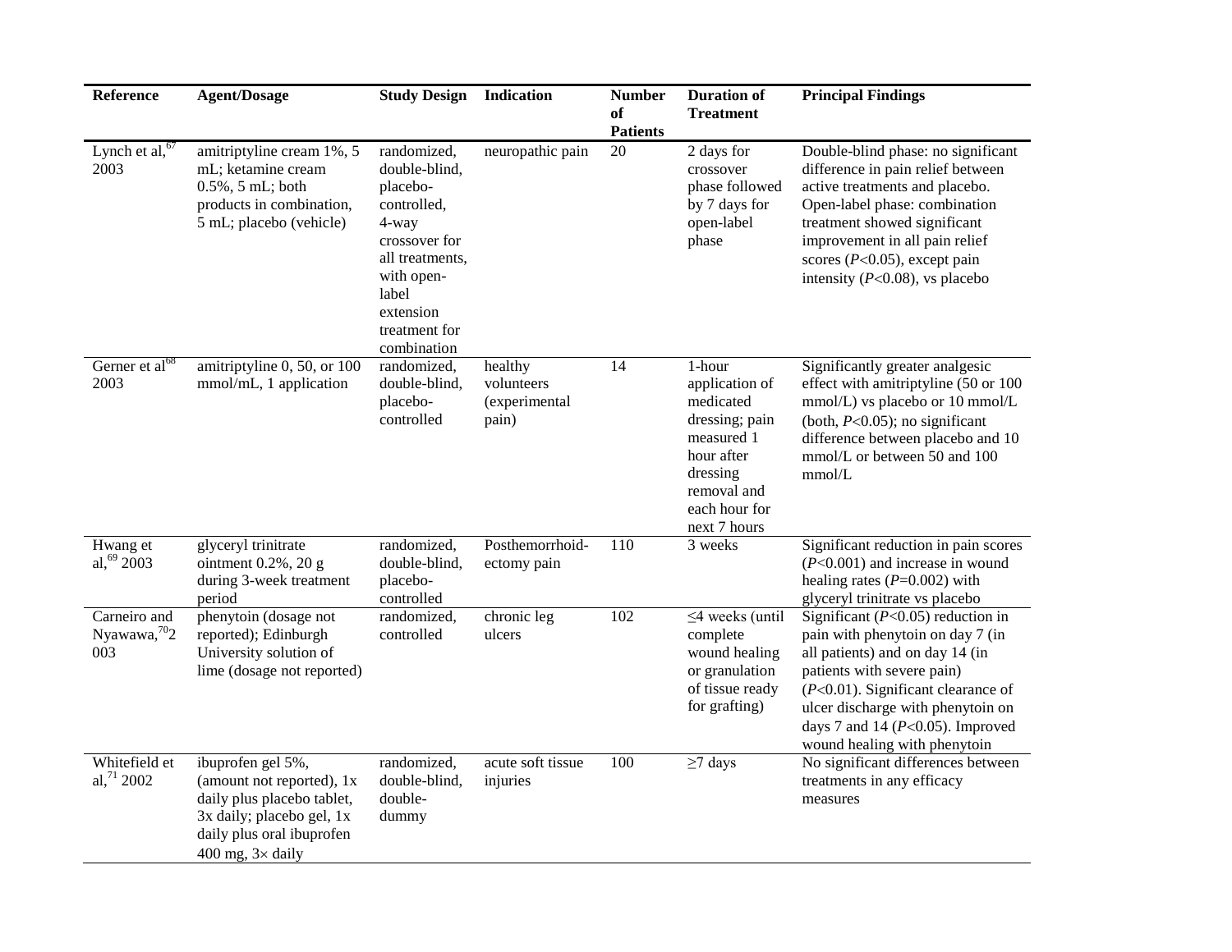| Reference | Agent/Dosage | Study Design | Indication | Number of Patients | Duration of Treatment | Principal Findings |
|---|---|---|---|---|---|---|
| Lynch et al,[67] 2003 | amitriptyline cream 1%, 5 mL; ketamine cream 0.5%, 5 mL; both products in combination, 5 mL; placebo (vehicle) | randomized, double-blind, placebo-controlled, 4-way crossover for all treatments, with open-label extension treatment for combination | neuropathic pain | 20 | 2 days for crossover phase followed by 7 days for open-label phase | Double-blind phase: no significant difference in pain relief between active treatments and placebo. Open-label phase: combination treatment showed significant improvement in all pain relief scores ($P<0.05$), except pain intensity ($P<0.08$), vs placebo |
| Gerner et al[68] 2003 | amitriptyline 0, 50, or 100 mmol/mL, 1 application | randomized, double-blind, placebo-controlled | healthy volunteers (experimental pain) | 14 | 1-hour application of medicated dressing; pain measured 1 hour after dressing removal and each hour for next 7 hours | Significantly greater analgesic effect with amitriptyline (50 or 100 mmol/L) vs placebo or 10 mmol/L (both, $P<0.05$); no significant difference between placebo and 10 mmol/L or between 50 and 100 mmol/L |
| Hwang et al,[69] 2003 | glyceryl trinitrate ointment 0.2%, 20 g during 3-week treatment period | randomized, double-blind, placebo-controlled | Posthemorrhoid-ectomy pain | 110 | 3 weeks | Significant reduction in pain scores ($P<0.001$) and increase in wound healing rates ($P=0.002$) with glyceryl trinitrate vs placebo |
| Carneiro and Nyawawa,[70] 2003 | phenytoin (dosage not reported); Edinburgh University solution of lime (dosage not reported) | randomized, controlled | chronic leg ulcers | 102 | ≤4 weeks (until complete wound healing or granulation of tissue ready for grafting) | Significant ($P<0.05$) reduction in pain with phenytoin on day 7 (in all patients) and on day 14 (in patients with severe pain) ($P<0.01$). Significant clearance of ulcer discharge with phenytoin on days 7 and 14 ($P<0.05$). Improved wound healing with phenytoin |
| Whitefield et al,[71] 2002 | ibuprofen gel 5%, (amount not reported), 1x daily plus placebo tablet, 3x daily; placebo gel, 1x daily plus oral ibuprofen 400 mg, 3× daily | randomized, double-blind, double-dummy | acute soft tissue injuries | 100 | ≥7 days | No significant differences between treatments in any efficacy measures |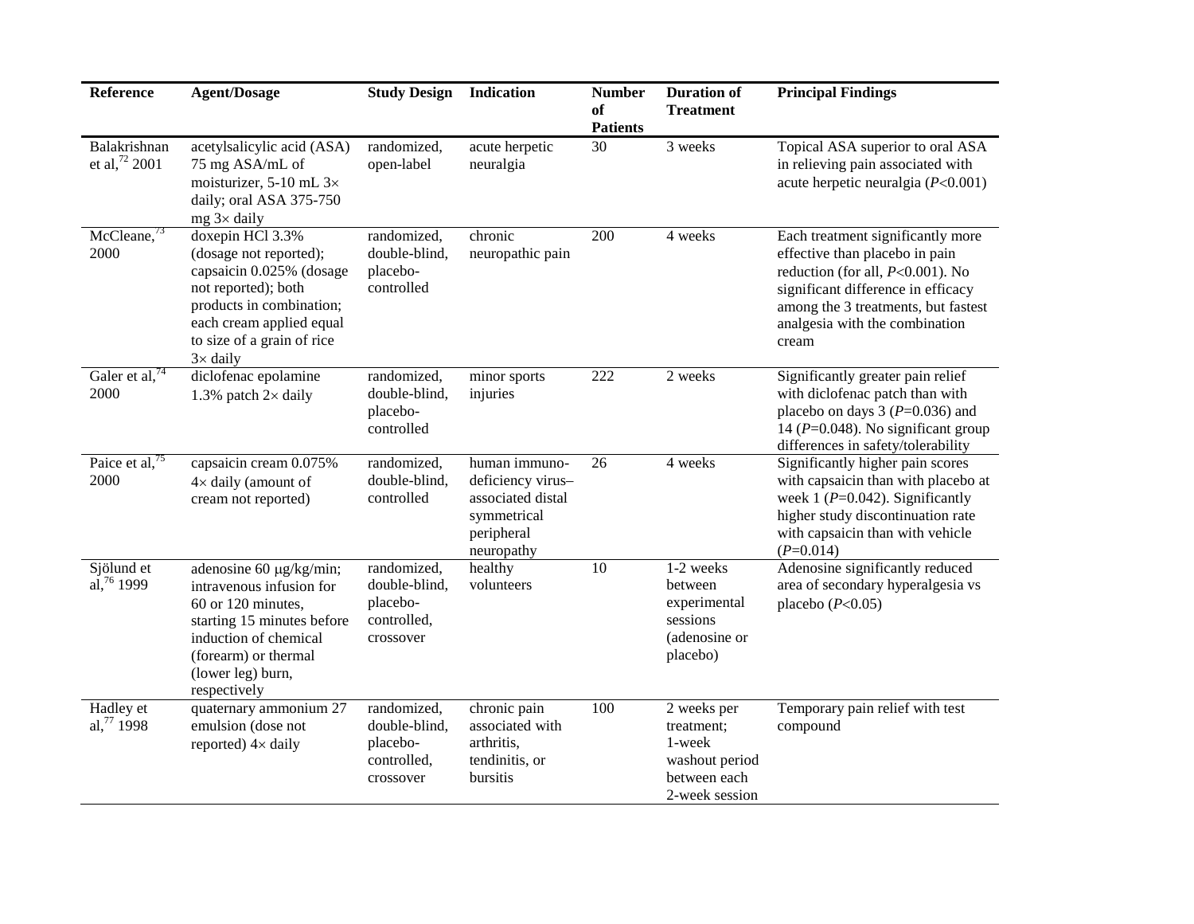| Reference | Agent/Dosage | Study Design | Indication | Number of Patients | Duration of Treatment | Principal Findings |
|---|---|---|---|---|---|---|
| Balakrishnan et al,[72] 2001 | acetylsalicylic acid (ASA) 75 mg ASA/mL of moisturizer, 5-10 mL 3× daily; oral ASA 375-750 mg 3× daily | randomized, open-label | acute herpetic neuralgia | 30 | 3 weeks | Topical ASA superior to oral ASA in relieving pain associated with acute herpetic neuralgia ($P$<0.001) |
| McCleane,[73] 2000 | doxepin HCl 3.3% (dosage not reported); capsaicin 0.025% (dosage not reported); both products in combination; each cream applied equal to size of a grain of rice 3× daily | randomized, double-blind, placebo-controlled | chronic neuropathic pain | 200 | 4 weeks | Each treatment significantly more effective than placebo in pain reduction (for all, $P$<0.001). No significant difference in efficacy among the 3 treatments, but fastest analgesia with the combination cream |
| Galer et al,[74] 2000 | diclofenac epolamine 1.3% patch 2× daily | randomized, double-blind, placebo-controlled | minor sports injuries | 222 | 2 weeks | Significantly greater pain relief with diclofenac patch than with placebo on days 3 ($P$=0.036) and 14 ($P$=0.048). No significant group differences in safety/tolerability |
| Paice et al,[75] 2000 | capsaicin cream 0.075% 4× daily (amount of cream not reported) | randomized, double-blind, controlled | human immuno-deficiency virus–associated distal symmetrical peripheral neuropathy | 26 | 4 weeks | Significantly higher pain scores with capsaicin than with placebo at week 1 ($P$=0.042). Significantly higher study discontinuation rate with capsaicin than with vehicle ($P$=0.014) |
| Sjölund et al,[76] 1999 | adenosine 60 μg/kg/min; intravenous infusion for 60 or 120 minutes, starting 15 minutes before induction of chemical (forearm) or thermal (lower leg) burn, respectively | randomized, double-blind, placebo-controlled, crossover | healthy volunteers | 10 | 1-2 weeks between experimental sessions (adenosine or placebo) | Adenosine significantly reduced area of secondary hyperalgesia vs placebo ($P$<0.05) |
| Hadley et al,[77] 1998 | quaternary ammonium 27 emulsion (dose not reported) 4× daily | randomized, double-blind, placebo-controlled, crossover | chronic pain associated with arthritis, tendinitis, or bursitis | 100 | 2 weeks per treatment; 1-week washout period between each 2-week session | Temporary pain relief with test compound |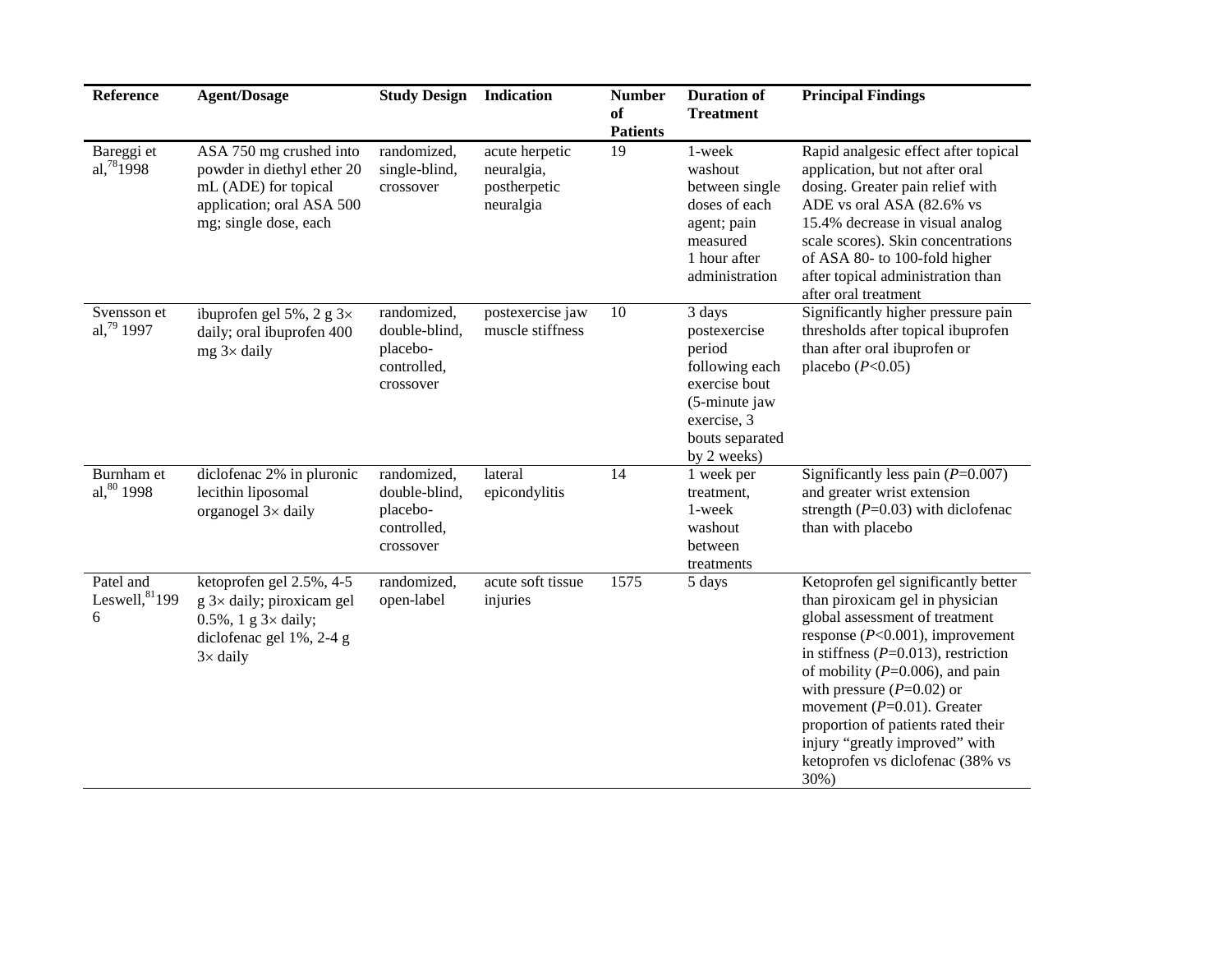| Reference | Agent/Dosage | Study Design | Indication | Number of Patients | Duration of Treatment | Principal Findings |
|---|---|---|---|---|---|---|
| Bareggi et al,[78] 1998 | ASA 750 mg crushed into powder in diethyl ether 20 mL (ADE) for topical application; oral ASA 500 mg; single dose, each | randomized, single-blind, crossover | acute herpetic neuralgia, postherpetic neuralgia | 19 | 1-week washout between single doses of each agent; pain measured 1 hour after administration | Rapid analgesic effect after topical application, but not after oral dosing. Greater pain relief with ADE vs oral ASA (82.6% vs 15.4% decrease in visual analog scale scores). Skin concentrations of ASA 80- to 100-fold higher after topical administration than after oral treatment |
| Svensson et al,[79] 1997 | ibuprofen gel 5%, 2 g 3× daily; oral ibuprofen 400 mg 3× daily | randomized, double-blind, placebo-controlled, crossover | postexercise jaw muscle stiffness | 10 | 3 days postexercise period following each exercise bout (5-minute jaw exercise, 3 bouts separated by 2 weeks) | Significantly higher pressure pain thresholds after topical ibuprofen than after oral ibuprofen or placebo ($P$<0.05) |
| Burnham et al,[80] 1998 | diclofenac 2% in pluronic lecithin liposomal organogel 3× daily | randomized, double-blind, placebo-controlled, crossover | lateral epicondylitis | 14 | 1 week per treatment, 1-week washout between treatments | Significantly less pain ($P$=0.007) and greater wrist extension strength ($P$=0.03) with diclofenac than with placebo |
| Patel and Leswell,[81] 1996 | ketoprofen gel 2.5%, 4-5 g 3× daily; piroxicam gel 0.5%, 1 g 3× daily; diclofenac gel 1%, 2-4 g 3× daily | randomized, open-label | acute soft tissue injuries | 1575 | 5 days | Ketoprofen gel significantly better than piroxicam gel in physician global assessment of treatment response ($P$<0.001), improvement in stiffness ($P$=0.013), restriction of mobility ($P$=0.006), and pain with pressure ($P$=0.02) or movement ($P$=0.01). Greater proportion of patients rated their injury "greatly improved" with ketoprofen vs diclofenac (38% vs 30%) |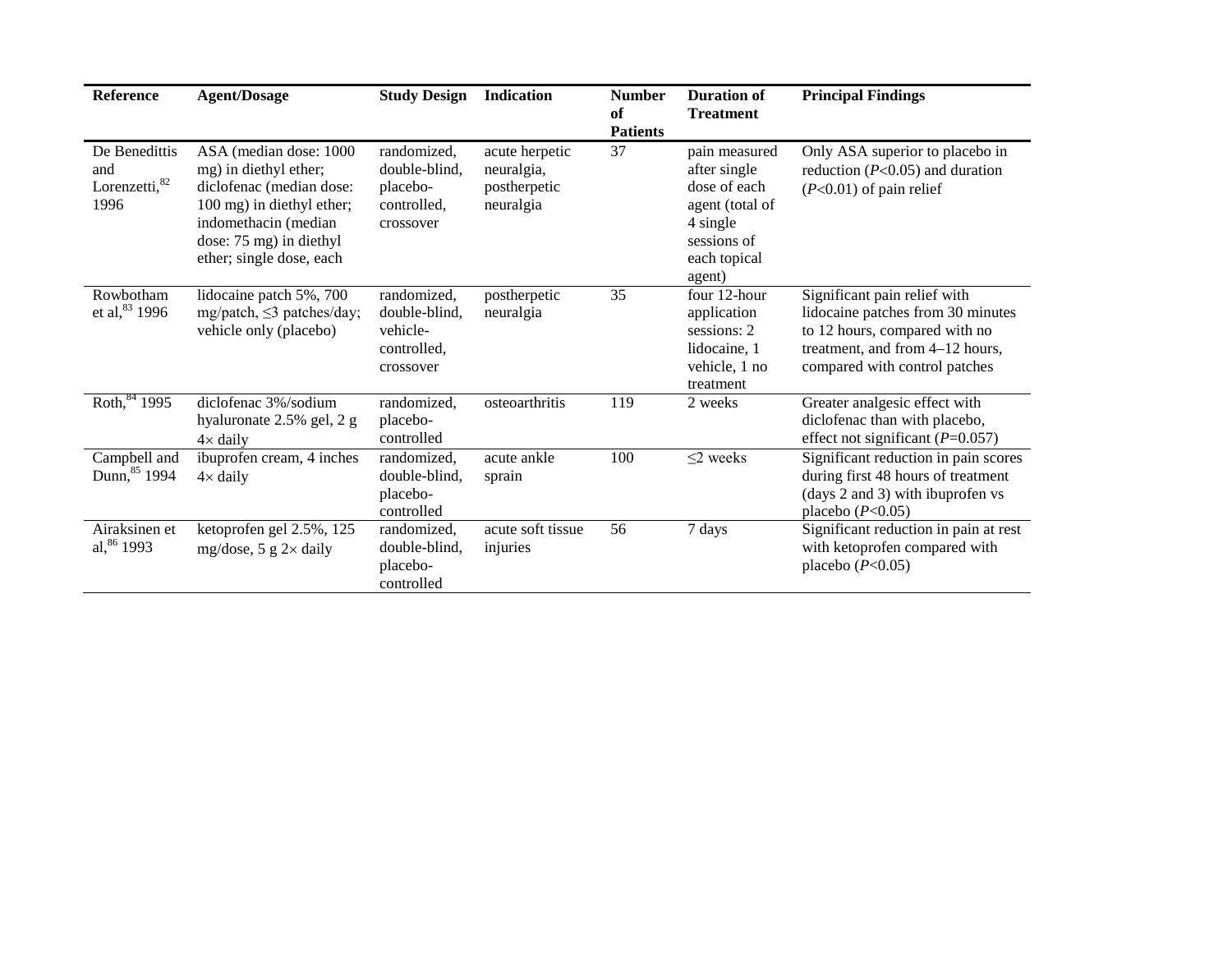| Reference | Agent/Dosage | Study Design | Indication | Number of Patients | Duration of Treatment | Principal Findings |
|---|---|---|---|---|---|---|
| De Benedittis and Lorenzetti,[82] 1996 | ASA (median dose: 1000 mg) in diethyl ether; diclofenac (median dose: 100 mg) in diethyl ether; indomethacin (median dose: 75 mg) in diethyl ether; single dose, each | randomized, double-blind, placebo-controlled, crossover | acute herpetic neuralgia, postherpetic neuralgia | 37 | pain measured after single dose of each agent (total of 4 single sessions of each topical agent) | Only ASA superior to placebo in reduction (*P*<0.05) and duration (*P*<0.01) of pain relief |
| Rowbotham et al,[83] 1996 | lidocaine patch 5%, 700 mg/patch, ≤3 patches/day; vehicle only (placebo) | randomized, double-blind, vehicle-controlled, crossover | postherpetic neuralgia | 35 | four 12-hour application sessions: 2 lidocaine, 1 vehicle, 1 no treatment | Significant pain relief with lidocaine patches from 30 minutes to 12 hours, compared with no treatment, and from 4–12 hours, compared with control patches |
| Roth,[84] 1995 | diclofenac 3%/sodium hyaluronate 2.5% gel, 2 g 4× daily | randomized, placebo-controlled | osteoarthritis | 119 | 2 weeks | Greater analgesic effect with diclofenac than with placebo, effect not significant (*P*=0.057) |
| Campbell and Dunn,[85] 1994 | ibuprofen cream, 4 inches 4× daily | randomized, double-blind, placebo-controlled | acute ankle sprain | 100 | ≤2 weeks | Significant reduction in pain scores during first 48 hours of treatment (days 2 and 3) with ibuprofen vs placebo (*P*<0.05) |
| Airaksinen et al,[86] 1993 | ketoprofen gel 2.5%, 125 mg/dose, 5 g 2× daily | randomized, double-blind, placebo-controlled | acute soft tissue injuries | 56 | 7 days | Significant reduction in pain at rest with ketoprofen compared with placebo (*P*<0.05) |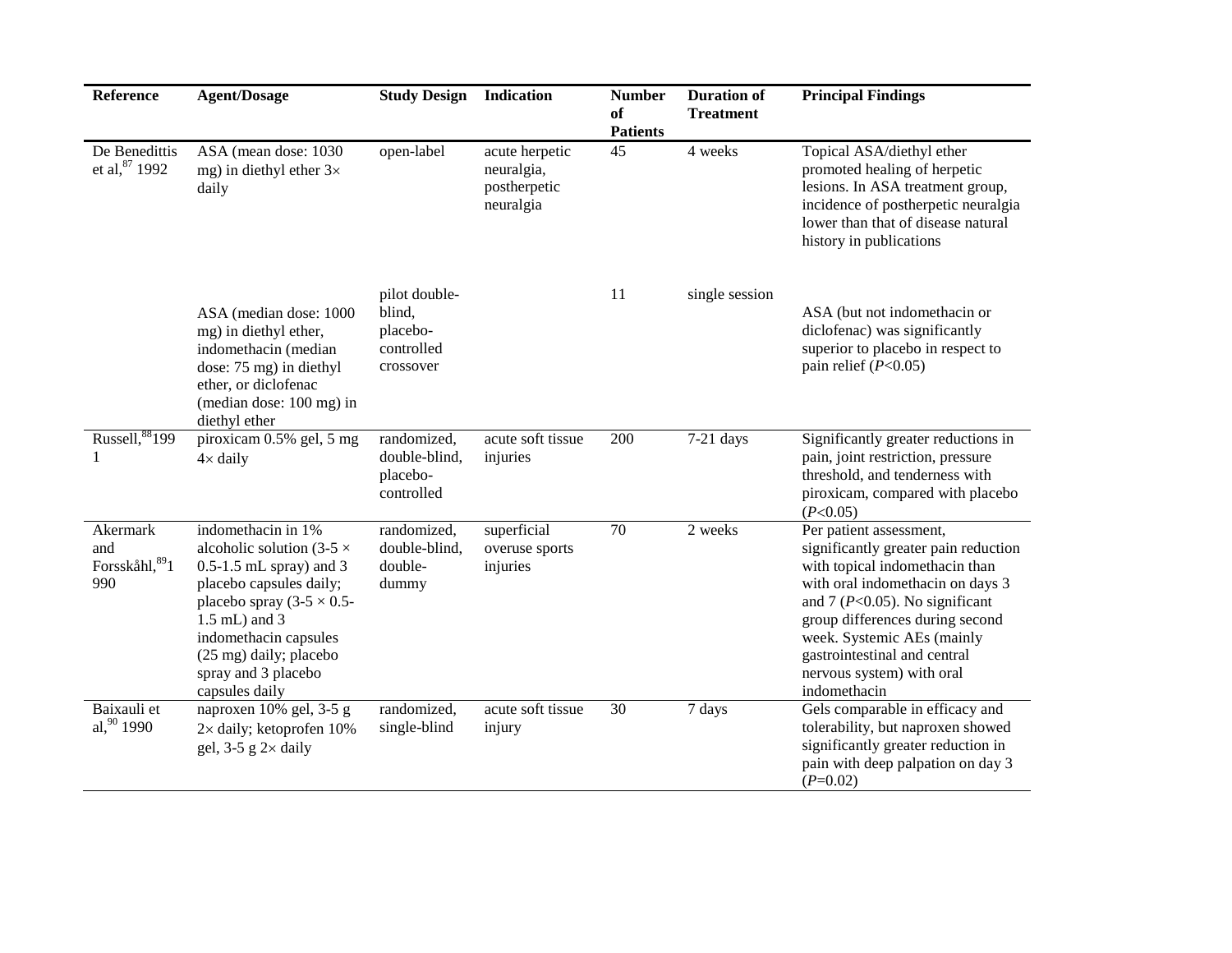| Reference | Agent/Dosage | Study Design | Indication | Number of Patients | Duration of Treatment | Principal Findings |
|---|---|---|---|---|---|---|
| De Benedittis et al,[87] 1992 | ASA (mean dose: 1030 mg) in diethyl ether 3× daily | open-label | acute herpetic neuralgia, postherpetic neuralgia | 45 | 4 weeks | Topical ASA/diethyl ether promoted healing of herpetic lesions. In ASA treatment group, incidence of postherpetic neuralgia lower than that of disease natural history in publications |
| | ASA (median dose: 1000 mg) in diethyl ether, indomethacin (median dose: 75 mg) in diethyl ether, or diclofenac (median dose: 100 mg) in diethyl ether | pilot double-blind, placebo-controlled crossover | | 11 | single session | ASA (but not indomethacin or diclofenac) was significantly superior to placebo in respect to pain relief ($P$<0.05) |
| Russell,[88] 1991 | piroxicam 0.5% gel, 5 mg 4× daily | randomized, double-blind, placebo-controlled | acute soft tissue injuries | 200 | 7-21 days | Significantly greater reductions in pain, joint restriction, pressure threshold, and tenderness with piroxicam, compared with placebo ($P$<0.05) |
| Akermark and Forsskåhl,[89] 1990 | indomethacin in 1% alcoholic solution (3-5 × 0.5-1.5 mL spray) and 3 placebo capsules daily; placebo spray (3-5 × 0.5-1.5 mL) and 3 indomethacin capsules (25 mg) daily; placebo spray and 3 placebo capsules daily | randomized, double-blind, double-dummy | superficial overuse sports injuries | 70 | 2 weeks | Per patient assessment, significantly greater pain reduction with topical indomethacin than with oral indomethacin on days 3 and 7 ($P$<0.05). No significant group differences during second week. Systemic AEs (mainly gastrointestinal and central nervous system) with oral indomethacin |
| Baixauli et al,[90] 1990 | naproxen 10% gel, 3-5 g 2× daily; ketoprofen 10% gel, 3-5 g 2× daily | randomized, single-blind | acute soft tissue injury | 30 | 7 days | Gels comparable in efficacy and tolerability, but naproxen showed significantly greater reduction in pain with deep palpation on day 3 ($P$=0.02) |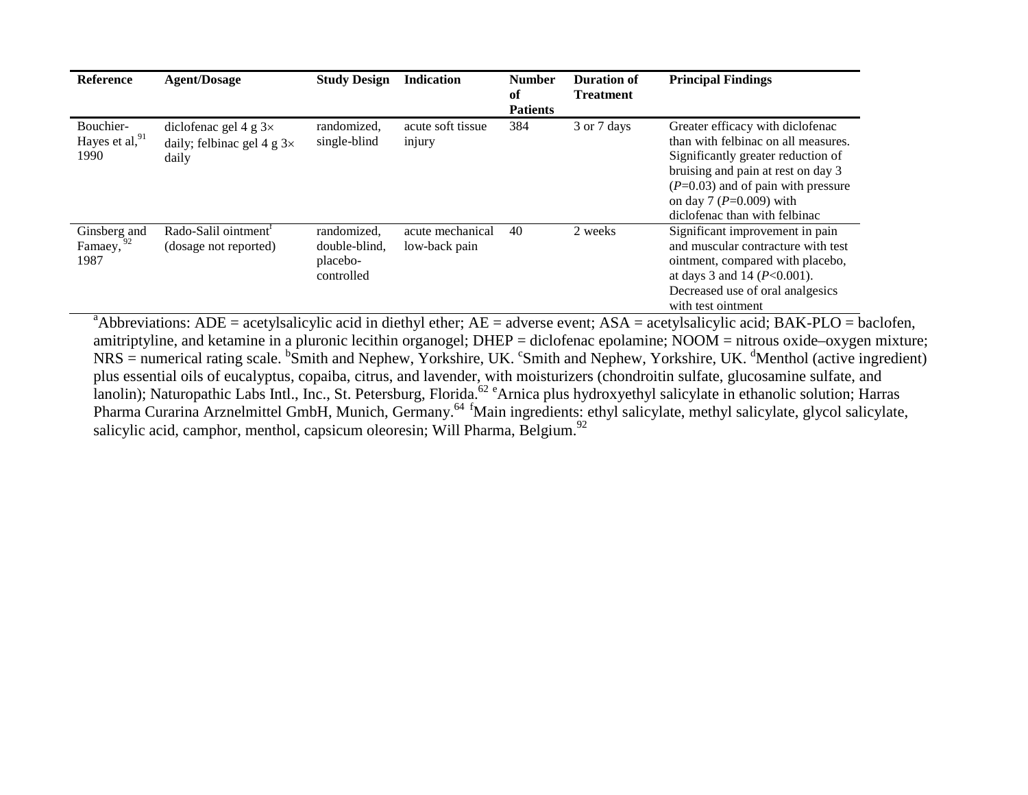| Reference | Agent/Dosage | Study Design | Indication | Number of Patients | Duration of Treatment | Principal Findings |
|---|---|---|---|---|---|---|
| Bouchier-Hayes et al,[91] 1990 | diclofenac gel 4 g 3× daily; felbinac gel 4 g 3× daily | randomized, single-blind | acute soft tissue injury | 384 | 3 or 7 days | Greater efficacy with diclofenac than with felbinac on all measures. Significantly greater reduction of bruising and pain at rest on day 3 ($P$=0.03) and of pain with pressure on day 7 ($P$=0.009) with diclofenac than with felbinac |
| Ginsberg and Famaey,[92] 1987 | Rado-Salil ointment[f] (dosage not reported) | randomized, double-blind, placebo-controlled | acute mechanical low-back pain | 40 | 2 weeks | Significant improvement in pain and muscular contracture with test ointment, compared with placebo, at days 3 and 14 ($P$<0.001). Decreased use of oral analgesics with test ointment |

[a]Abbreviations: ADE = acetylsalicylic acid in diethyl ether; AE = adverse event; ASA = acetylsalicylic acid; BAK-PLO = baclofen, amitriptyline, and ketamine in a pluronic lecithin organogel; DHEP = diclofenac epolamine; NOOM = nitrous oxide–oxygen mixture; NRS = numerical rating scale. [b]Smith and Nephew, Yorkshire, UK. [c]Smith and Nephew, Yorkshire, UK. [d]Menthol (active ingredient) plus essential oils of eucalyptus, copaiba, citrus, and lavender, with moisturizers (chondroitin sulfate, glucosamine sulfate, and lanolin); Naturopathic Labs Intl., Inc., St. Petersburg, Florida.[62] [e]Arnica plus hydroxyethyl salicylate in ethanolic solution; Harras Pharma Curarina Arznelmittel GmbH, Munich, Germany.[64] [f]Main ingredients: ethyl salicylate, methyl salicylate, glycol salicylate, salicylic acid, camphor, menthol, capsicum oleoresin; Will Pharma, Belgium.[92]